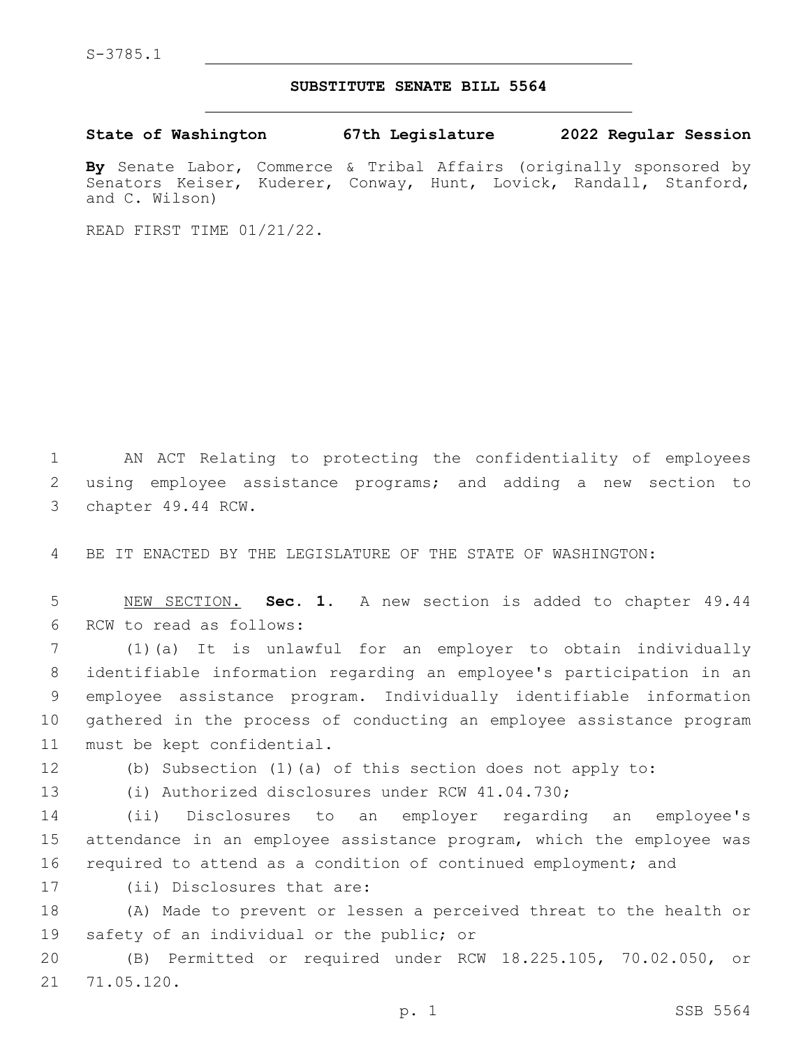S-3785.1

# SUBSTITUTE SENATE BILL 5564

**State of Washington 67th Legislature 2022 Regular Session**

**By** Senate Labor, Commerce & Tribal Affairs (originally sponsored by Senators Keiser, Kuderer, Conway, Hunt, Lovick, Randall, Stanford, and C. Wilson)

READ FIRST TIME 01/21/22.

AN ACT Relating to protecting the confidentiality of employees using employee assistance programs; and adding a new section to chapter 49.44 RCW.

BE IT ENACTED BY THE LEGISLATURE OF THE STATE OF WASHINGTON:

NEW SECTION. **Sec. 1.** A new section is added to chapter 49.44 RCW to read as follows:

(1)(a) It is unlawful for an employer to obtain individually identifiable information regarding an employee's participation in an employee assistance program. Individually identifiable information gathered in the process of conducting an employee assistance program must be kept confidential.

(b) Subsection (1)(a) of this section does not apply to:

(i) Authorized disclosures under RCW 41.04.730;

(ii) Disclosures to an employer regarding an employee's attendance in an employee assistance program, which the employee was required to attend as a condition of continued employment; and

(ii) Disclosures that are:

(A) Made to prevent or lessen a perceived threat to the health or safety of an individual or the public; or

(B) Permitted or required under RCW 18.225.105, 70.02.050, or 71.05.120.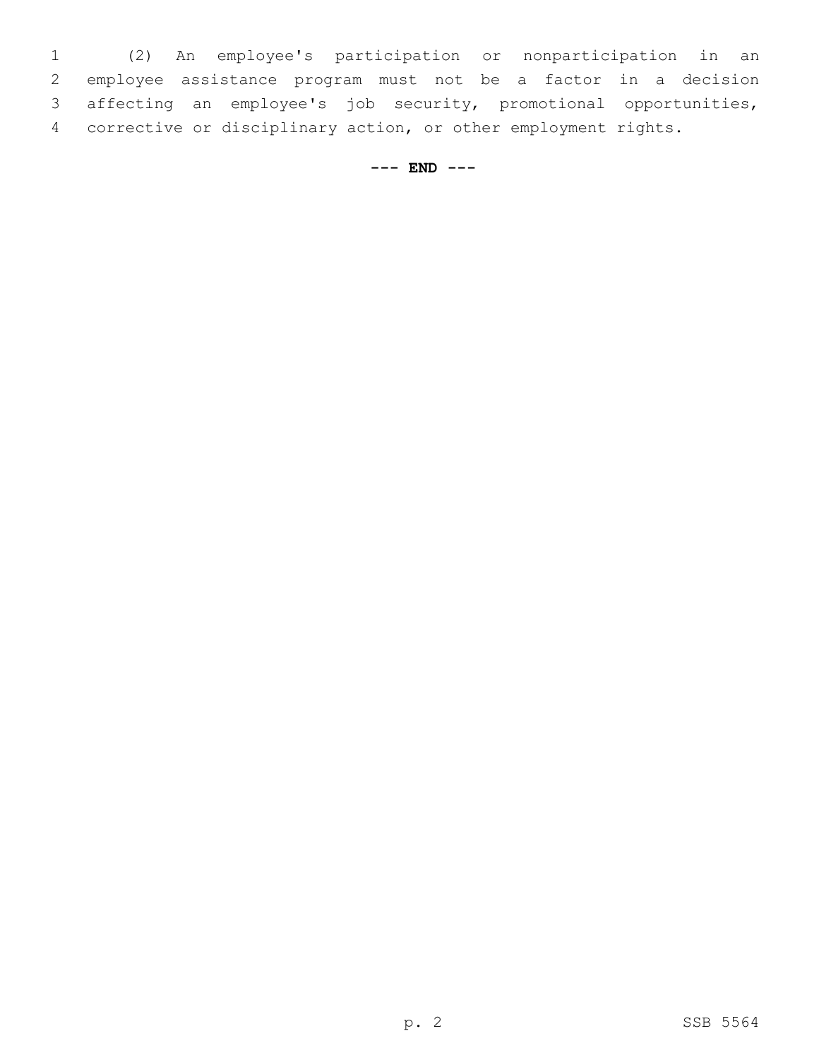(2) An employee's participation or nonparticipation in an employee assistance program must not be a factor in a decision affecting an employee's job security, promotional opportunities, corrective or disciplinary action, or other employment rights.

**--- END ---**